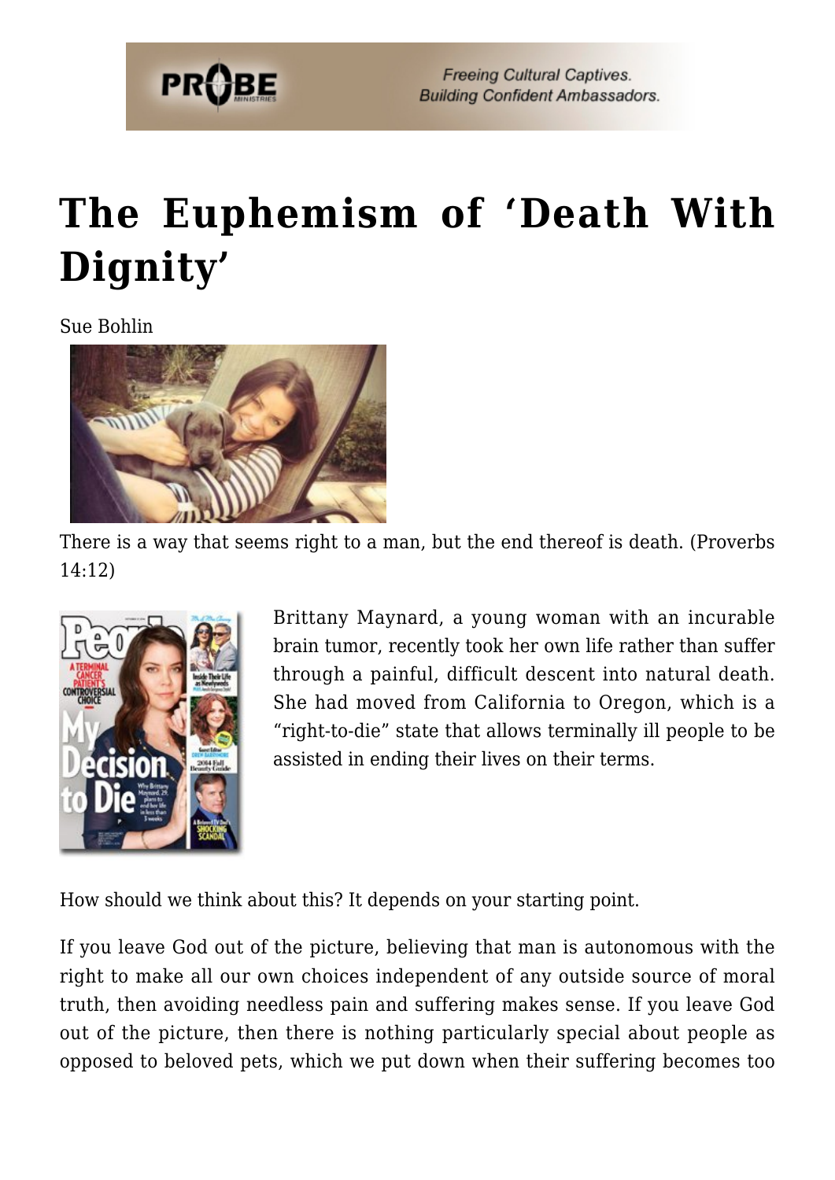# The Euphemism of 'Death With Dignity'

Sue Bohlin

There is a way that seems right to a man, but the end thereof is death. (Proverbs 14:12)

Brittany Maynard, a young woman with an incurable brain tumor, recently took her own life rather than suffer through a painful, difficult descent into natural death. She had moved from California to Oregon, which is a "right-to-die" state that allows terminally ill people to be assisted in ending their lives on their terms.

How should we think about this? It depends on your starting point.

If you leave God out of the picture, believing that man is autonomous with the right to make all our own choices independent of any outside source of moral truth, then avoiding needless pain and suffering makes sense. If you leave God out of the picture, then there is nothing particularly special about people as opposed to beloved pets, which we put down when their suffering becomes too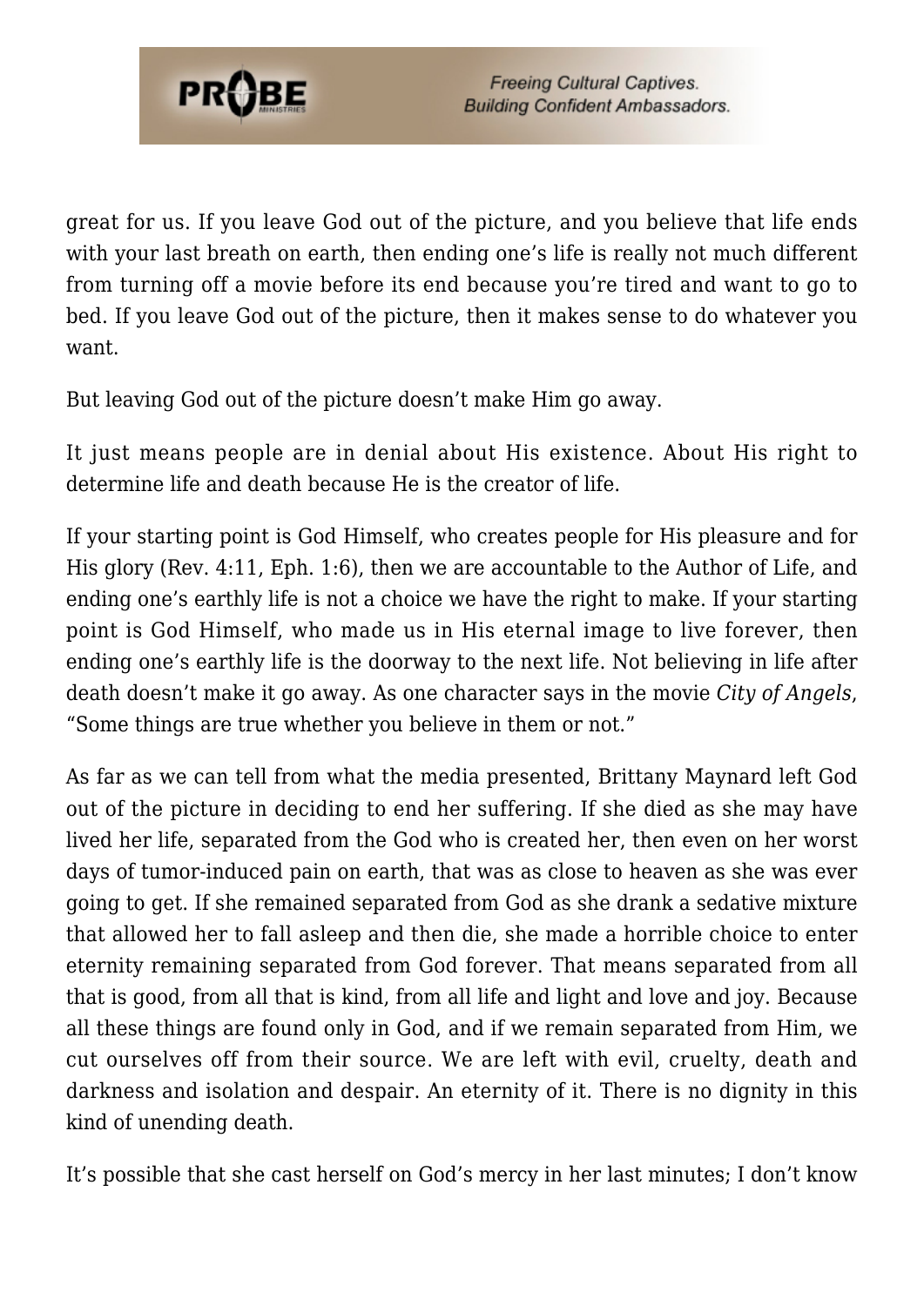great for us. If you leave God out of the picture, and you believe that life ends with your last breath on earth, then ending one's life is really not much different from turning off a movie before its end because you're tired and want to go to bed. If you leave God out of the picture, then it makes sense to do whatever you want.

But leaving God out of the picture doesn't make Him go away.

It just means people are in denial about His existence. About His right to determine life and death because He is the creator of life.

If your starting point is God Himself, who creates people for His pleasure and for His glory (Rev. 4:11, Eph. 1:6), then we are accountable to the Author of Life, and ending one's earthly life is not a choice we have the right to make. If your starting point is God Himself, who made us in His eternal image to live forever, then ending one's earthly life is the doorway to the next life. Not believing in life after death doesn't make it go away. As one character says in the movie *City of Angels*, "Some things are true whether you believe in them or not."

As far as we can tell from what the media presented, Brittany Maynard left God out of the picture in deciding to end her suffering. If she died as she may have lived her life, separated from the God who is created her, then even on her worst days of tumor-induced pain on earth, that was as close to heaven as she was ever going to get. If she remained separated from God as she drank a sedative mixture that allowed her to fall asleep and then die, she made a horrible choice to enter eternity remaining separated from God forever. That means separated from all that is good, from all that is kind, from all life and light and love and joy. Because all these things are found only in God, and if we remain separated from Him, we cut ourselves off from their source. We are left with evil, cruelty, death and darkness and isolation and despair. An eternity of it. There is no dignity in this kind of unending death.

It's possible that she cast herself on God's mercy in her last minutes; I don't know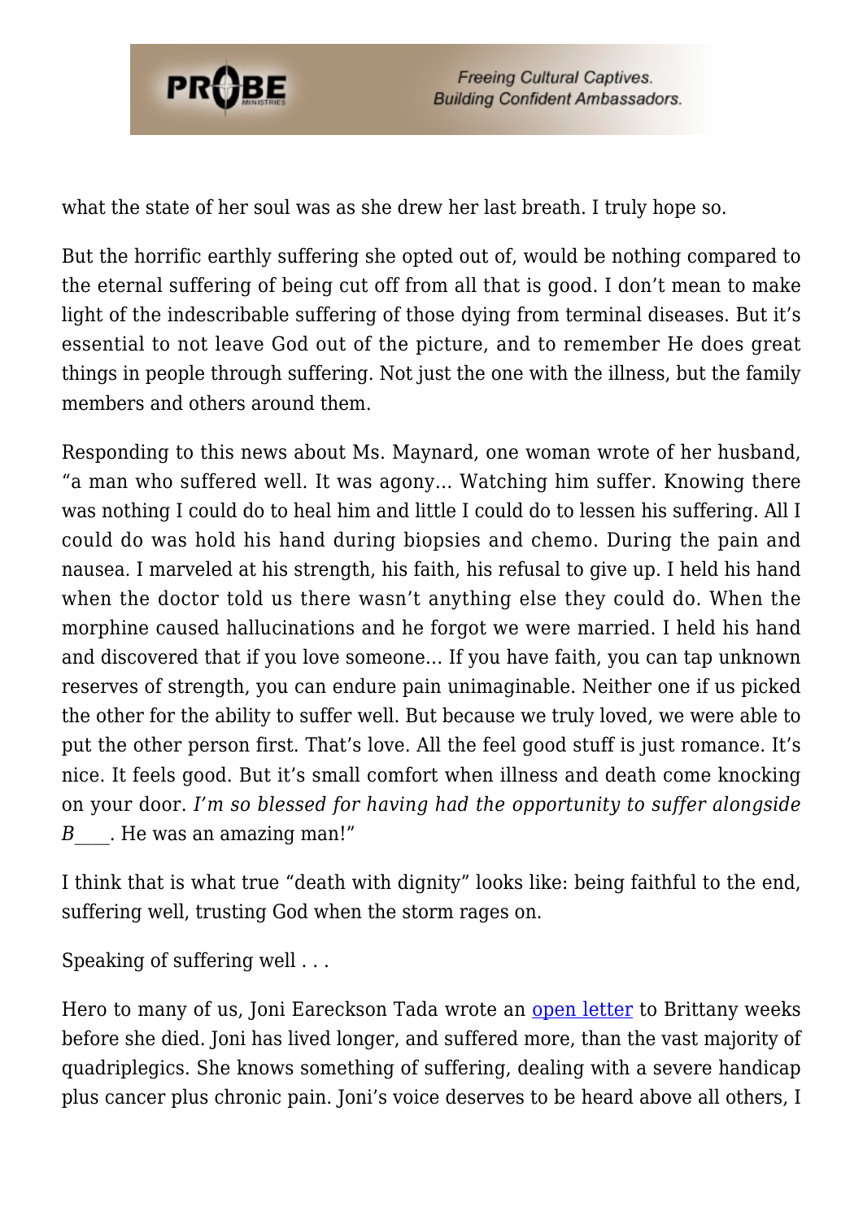what the state of her soul was as she drew her last breath. I truly hope so.

But the horrific earthly suffering she opted out of, would be nothing compared to the eternal suffering of being cut off from all that is good. I don't mean to make light of the indescribable suffering of those dying from terminal diseases. But it's essential to not leave God out of the picture, and to remember He does great things in people through suffering. Not just the one with the illness, but the family members and others around them.

Responding to this news about Ms. Maynard, one woman wrote of her husband, "a man who suffered well. It was agony… Watching him suffer. Knowing there was nothing I could do to heal him and little I could do to lessen his suffering. All I could do was hold his hand during biopsies and chemo. During the pain and nausea. I marveled at his strength, his faith, his refusal to give up. I held his hand when the doctor told us there wasn't anything else they could do. When the morphine caused hallucinations and he forgot we were married. I held his hand and discovered that if you love someone… If you have faith, you can tap unknown reserves of strength, you can endure pain unimaginable. Neither one if us picked the other for the ability to suffer well. But because we truly loved, we were able to put the other person first. That's love. All the feel good stuff is just romance. It's nice. It feels good. But it's small comfort when illness and death come knocking on your door. *I'm so blessed for having had the opportunity to suffer alongside B____*. He was an amazing man!"

I think that is what true "death with dignity" looks like: being faithful to the end, suffering well, trusting God when the storm rages on.

Speaking of suffering well . . .

Hero to many of us, Joni Eareckson Tada wrote an open letter to Brittany weeks before she died. Joni has lived longer, and suffered more, than the vast majority of quadriplegics. She knows something of suffering, dealing with a severe handicap plus cancer plus chronic pain. Joni's voice deserves to be heard above all others, I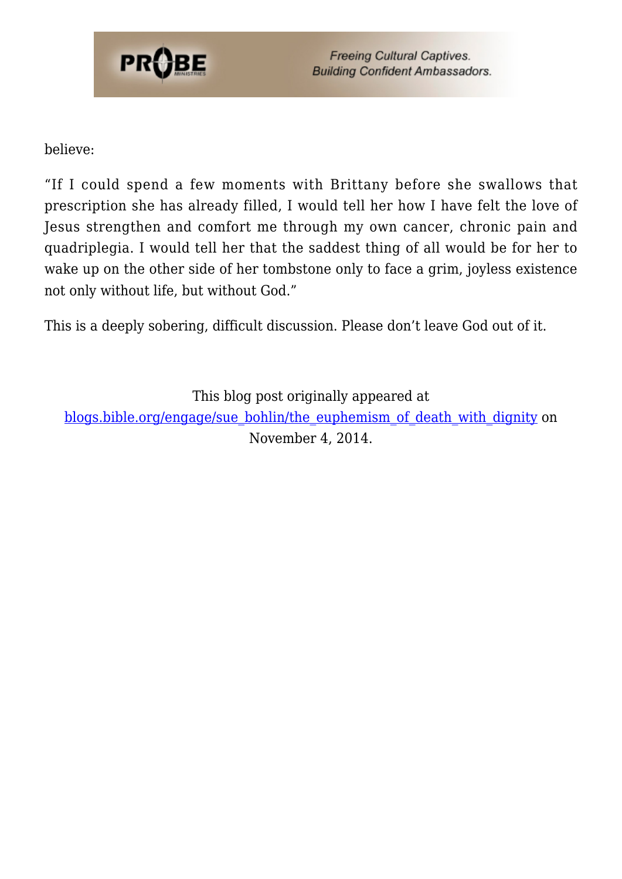believe:

"If I could spend a few moments with Brittany before she swallows that prescription she has already filled, I would tell her how I have felt the love of Jesus strengthen and comfort me through my own cancer, chronic pain and quadriplegia. I would tell her that the saddest thing of all would be for her to wake up on the other side of her tombstone only to face a grim, joyless existence not only without life, but without God."

This is a deeply sobering, difficult discussion. Please don't leave God out of it.

This blog post originally appeared at blogs.bible.org/engage/sue_bohlin/the_euphemism_of_death_with_dignity on November 4, 2014.